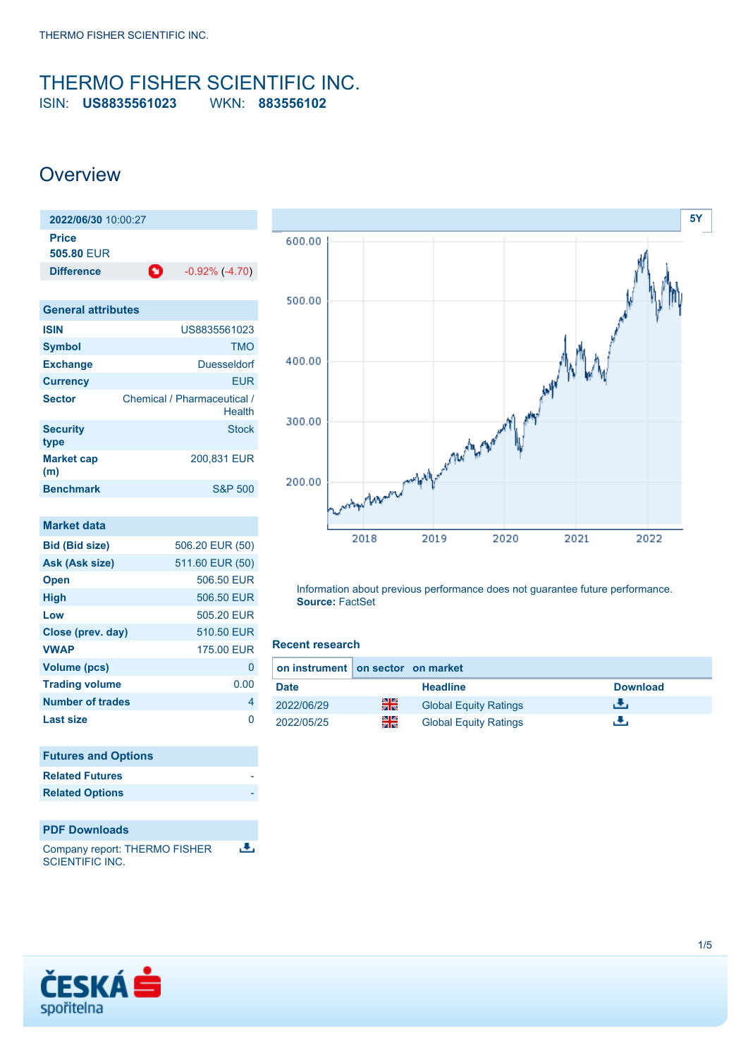# THERMO FISHER SCIENTIFIC INC.

ISIN: **US8835561023** WKN: **883556102**

## Overview

| 2022/06/30 10:00:27 | |
|---|---|
| **Price** | |
| **505.80 EUR** | |
| **Difference** | -0.92% (-4.70) |

| General attributes | |
|---|---|
| **ISIN** | US8835561023 |
| **Symbol** | TMO |
| **Exchange** | Duesseldorf |
| **Currency** | EUR |
| **Sector** | Chemical / Pharmaceutical / Health |
| **Security type** | Stock |
| **Market cap (m)** | 200,831 EUR |
| **Benchmark** | S&P 500 |

| Market data | |
|---|---|
| **Bid (Bid size)** | 506.20 EUR (50) |
| **Ask (Ask size)** | 511.60 EUR (50) |
| **Open** | 506.50 EUR |
| **High** | 506.50 EUR |
| **Low** | 505.20 EUR |
| **Close (prev. day)** | 510.50 EUR |
| **VWAP** | 175.00 EUR |
| **Volume (pcs)** | 0 |
| **Trading volume** | 0.00 |
| **Number of trades** | 4 |
| **Last size** | 0 |

| Futures and Options | |
|---|---|
| **Related Futures** | - |
| **Related Options** | - |

### PDF Downloads

Company report: THERMO FISHER SCIENTIFIC INC.

Information about previous performance does not guarantee future performance.
**Source:** FactSet

### Recent research

**on instrument** | **on sector** | **on market**

| Date | | Headline | Download |
|---|---|---|---|
| 2022/06/29 | | Global Equity Ratings | |
| 2022/05/25 | | Global Equity Ratings | |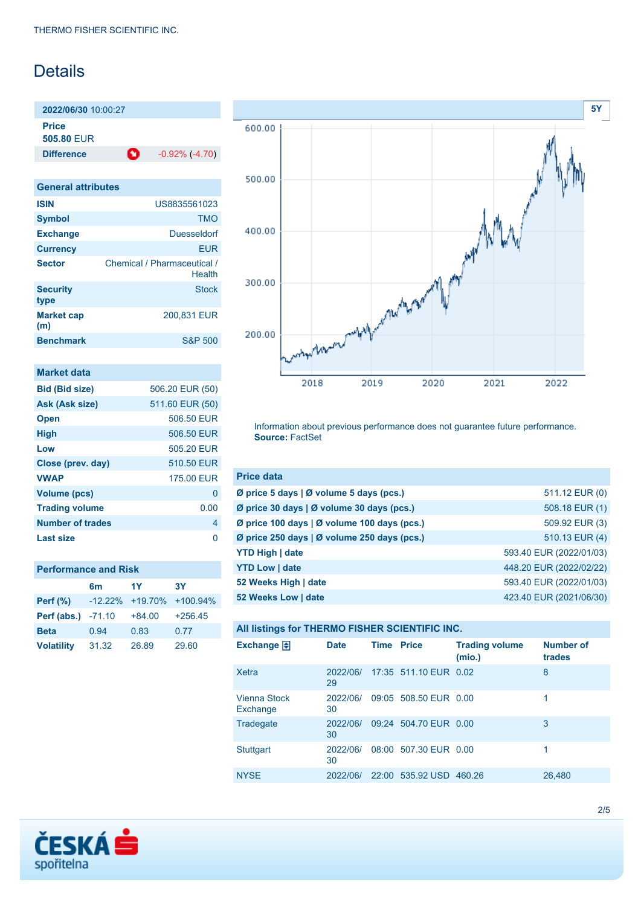# Details

| 2022/06/30 10:00:27 | |
|---|---|
| **Price** | **505.80 EUR** |
| **Difference** | -0.92% (-4.70) |

| General attributes | |
|---|---|
| **ISIN** | US8835561023 |
| **Symbol** | TMO |
| **Exchange** | Duesseldorf |
| **Currency** | EUR |
| **Sector** | Chemical / Pharmaceutical / Health |
| **Security type** | Stock |
| **Market cap (m)** | 200,831 EUR |
| **Benchmark** | S&P 500 |

| Market data | |
|---|---|
| **Bid (Bid size)** | 506.20 EUR (50) |
| **Ask (Ask size)** | 511.60 EUR (50) |
| **Open** | 506.50 EUR |
| **High** | 506.50 EUR |
| **Low** | 505.20 EUR |
| **Close (prev. day)** | 510.50 EUR |
| **VWAP** | 175.00 EUR |
| **Volume (pcs)** | 0 |
| **Trading volume** | 0.00 |
| **Number of trades** | 4 |
| **Last size** | 0 |

**Performance and Risk**

| | 6m | 1Y | 3Y |
|---|---|---|---|
| **Perf (%)** | -12.22% | +19.70% | +100.94% |
| **Perf (abs.)** | -71.10 | +84.00 | +256.45 |
| **Beta** | 0.94 | 0.83 | 0.77 |
| **Volatility** | 31.32 | 26.89 | 29.60 |

Information about previous performance does not guarantee future performance.
**Source:** FactSet

| Price data | |
|---|---|
| **Ø price 5 days \| Ø volume 5 days (pcs.)** | 511.12 EUR (0) |
| **Ø price 30 days \| Ø volume 30 days (pcs.)** | 508.18 EUR (1) |
| **Ø price 100 days \| Ø volume 100 days (pcs.)** | 509.92 EUR (3) |
| **Ø price 250 days \| Ø volume 250 days (pcs.)** | 510.13 EUR (4) |
| **YTD High \| date** | 593.40 EUR (2022/01/03) |
| **YTD Low \| date** | 448.20 EUR (2022/02/22) |
| **52 Weeks High \| date** | 593.40 EUR (2022/01/03) |
| **52 Weeks Low \| date** | 423.40 EUR (2021/06/30) |

**All listings for THERMO FISHER SCIENTIFIC INC.**

| Exchange | Date | Time | Price | Trading volume (mio.) | Number of trades |
|---|---|---|---|---|---|
| Xetra | 2022/06/29 | 17:35 | 511.10 EUR | 0.02 | 8 |
| Vienna Stock Exchange | 2022/06/30 | 09:05 | 508.50 EUR | 0.00 | 1 |
| Tradegate | 2022/06/30 | 09:24 | 504.70 EUR | 0.00 | 3 |
| Stuttgart | 2022/06/30 | 08:00 | 507.30 EUR | 0.00 | 1 |
| NYSE | 2022/06/ | 22:00 | 535.92 USD | 460.26 | 26,480 |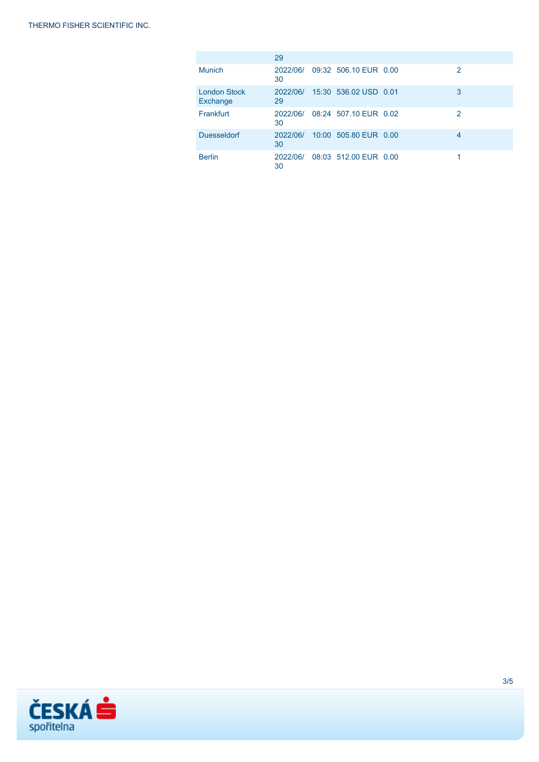|  | 29 |  |  |  |  |
| --- | --- | --- | --- | --- | --- |
| Munich | 2022/06/30 | 09:32 | 506.10 EUR | 0.00 | 2 |
| London Stock Exchange | 2022/06/29 | 15:30 | 536.02 USD | 0.01 | 3 |
| Frankfurt | 2022/06/30 | 08:24 | 507.10 EUR | 0.02 | 2 |
| Duesseldorf | 2022/06/30 | 10:00 | 505.80 EUR | 0.00 | 4 |
| Berlin | 2022/06/30 | 08:03 | 512.00 EUR | 0.00 | 1 |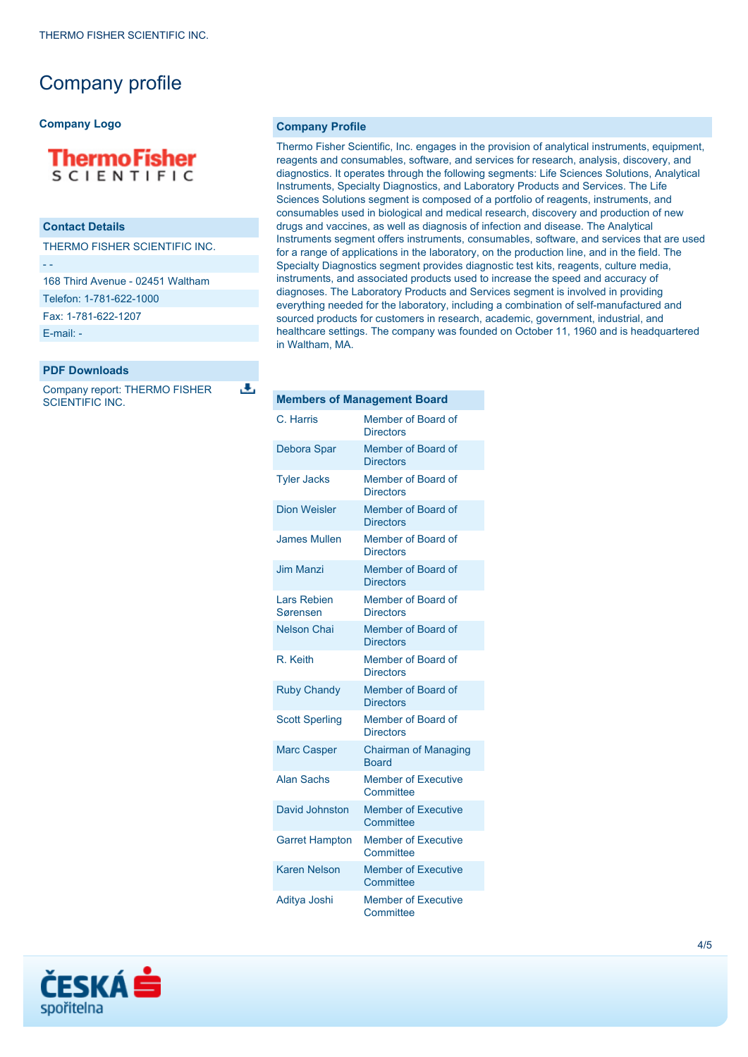# Company profile

**Company Logo**

### Contact Details

THERMO FISHER SCIENTIFIC INC.

- -

168 Third Avenue - 02451 Waltham

Telefon: 1-781-622-1000

Fax: 1-781-622-1207

E-mail: -

### PDF Downloads

Company report: THERMO FISHER SCIENTIFIC INC.

### Company Profile

Thermo Fisher Scientific, Inc. engages in the provision of analytical instruments, equipment, reagents and consumables, software, and services for research, analysis, discovery, and diagnostics. It operates through the following segments: Life Sciences Solutions, Analytical Instruments, Specialty Diagnostics, and Laboratory Products and Services. The Life Sciences Solutions segment is composed of a portfolio of reagents, instruments, and consumables used in biological and medical research, discovery and production of new drugs and vaccines, as well as diagnosis of infection and disease. The Analytical Instruments segment offers instruments, consumables, software, and services that are used for a range of applications in the laboratory, on the production line, and in the field. The Specialty Diagnostics segment provides diagnostic test kits, reagents, culture media, instruments, and associated products used to increase the speed and accuracy of diagnoses. The Laboratory Products and Services segment is involved in providing everything needed for the laboratory, including a combination of self-manufactured and sourced products for customers in research, academic, government, industrial, and healthcare settings. The company was founded on October 11, 1960 and is headquartered in Waltham, MA.

| Members of Management Board | |
|---|---|
| C. Harris | Member of Board of Directors |
| Debora Spar | Member of Board of Directors |
| Tyler Jacks | Member of Board of Directors |
| Dion Weisler | Member of Board of Directors |
| James Mullen | Member of Board of Directors |
| Jim Manzi | Member of Board of Directors |
| Lars Rebien Sørensen | Member of Board of Directors |
| Nelson Chai | Member of Board of Directors |
| R. Keith | Member of Board of Directors |
| Ruby Chandy | Member of Board of Directors |
| Scott Sperling | Member of Board of Directors |
| Marc Casper | Chairman of Managing Board |
| Alan Sachs | Member of Executive Committee |
| David Johnston | Member of Executive Committee |
| Garret Hampton | Member of Executive Committee |
| Karen Nelson | Member of Executive Committee |
| Aditya Joshi | Member of Executive Committee |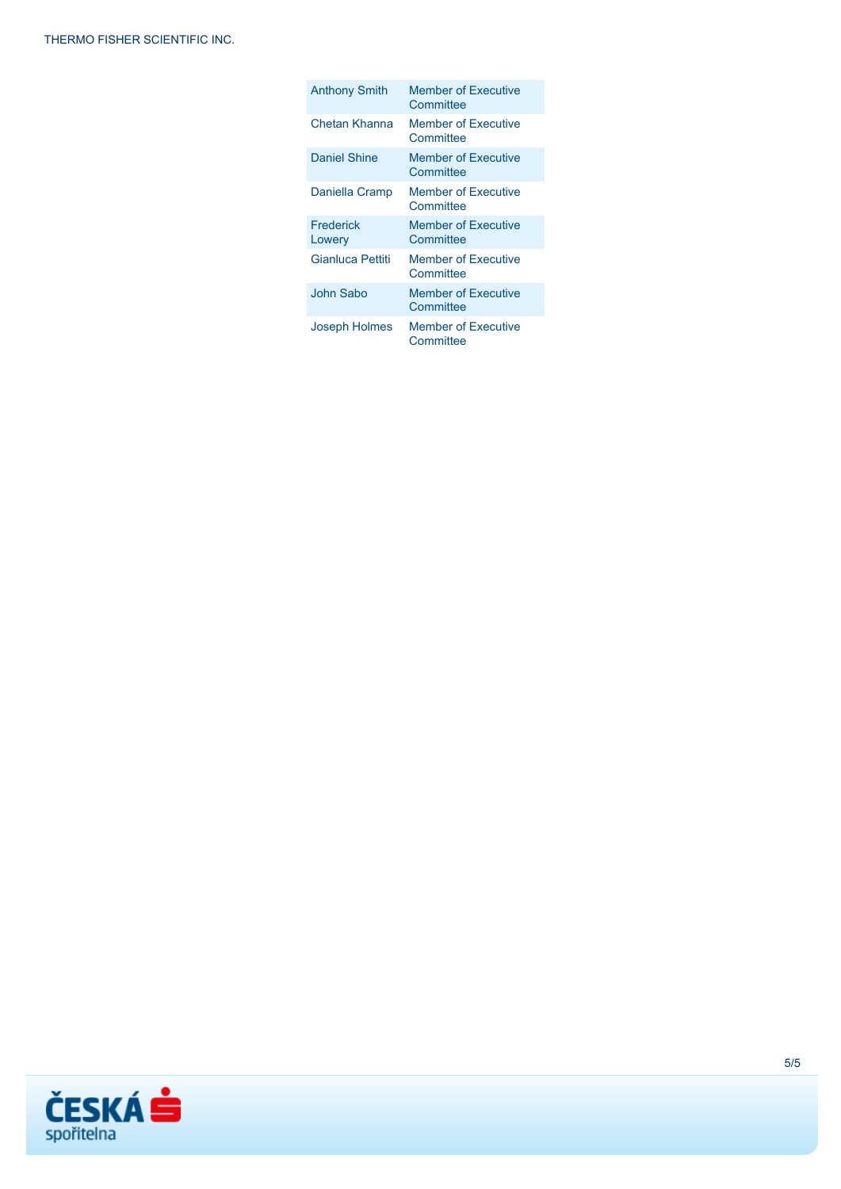| | |
|---|---|
| Anthony Smith | Member of Executive Committee |
| Chetan Khanna | Member of Executive Committee |
| Daniel Shine | Member of Executive Committee |
| Daniella Cramp | Member of Executive Committee |
| Frederick Lowery | Member of Executive Committee |
| Gianluca Pettiti | Member of Executive Committee |
| John Sabo | Member of Executive Committee |
| Joseph Holmes | Member of Executive Committee |